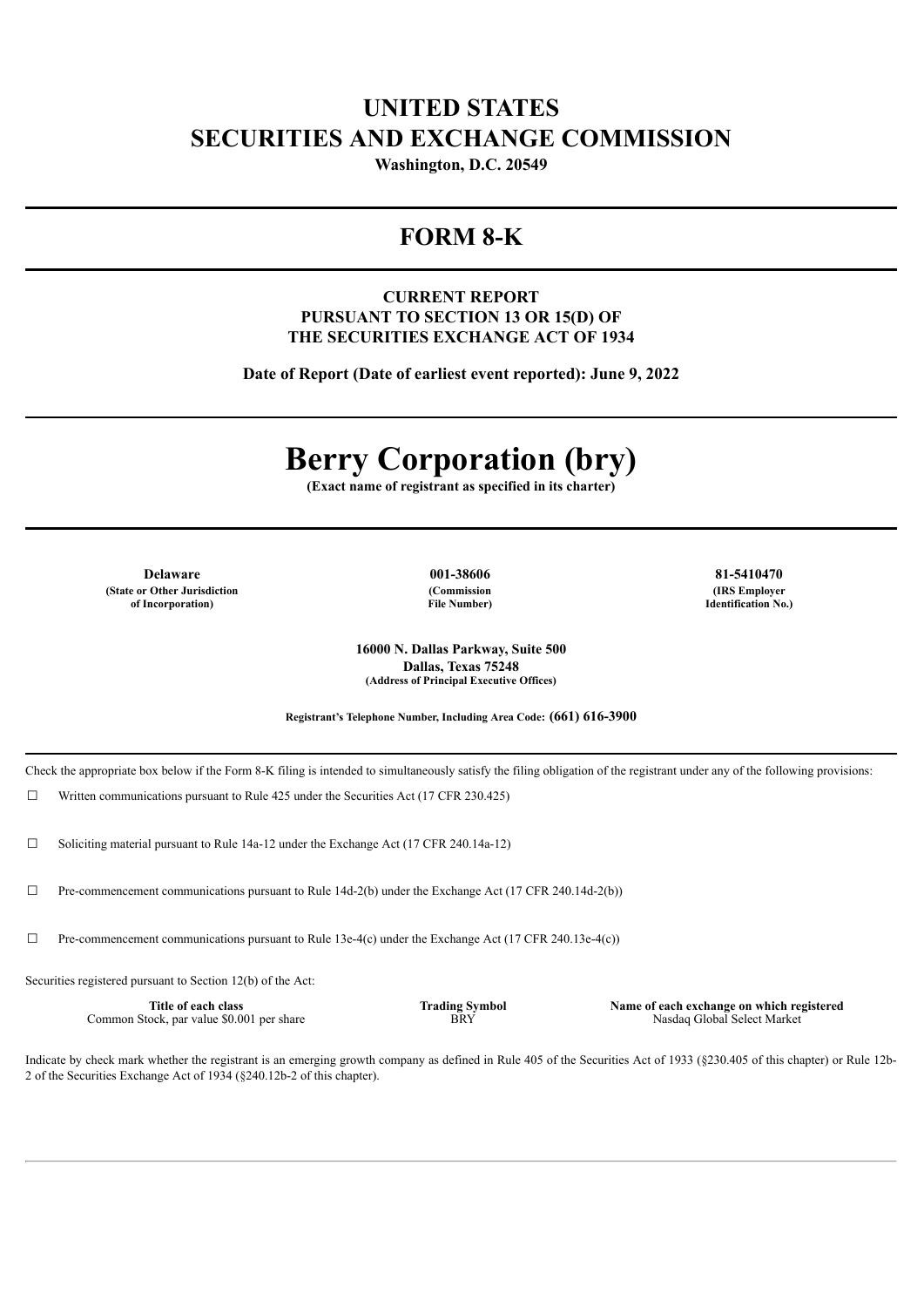# UNITED STATES
# SECURITIES AND EXCHANGE COMMISSION

**Washington, D.C. 20549**

---

# FORM 8-K

---

**CURRENT REPORT**
**PURSUANT TO SECTION 13 OR 15(D) OF**
**THE SECURITIES EXCHANGE ACT OF 1934**

**Date of Report (Date of earliest event reported): June 9, 2022**

---

# Berry Corporation (bry)

**(Exact name of registrant as specified in its charter)**

---

| **Delaware** | **001-38606** | **81-5410470** |
|---|---|---|
| **(State or Other Jurisdiction of Incorporation)** | **(Commission File Number)** | **(IRS Employer Identification No.)** |

**16000 N. Dallas Parkway, Suite 500**
**Dallas, Texas 75248**
**(Address of Principal Executive Offices)**

**Registrant's Telephone Number, Including Area Code: (661) 616-3900**

---

Check the appropriate box below if the Form 8-K filing is intended to simultaneously satisfy the filing obligation of the registrant under any of the following provisions:

☐ Written communications pursuant to Rule 425 under the Securities Act (17 CFR 230.425)

☐ Soliciting material pursuant to Rule 14a-12 under the Exchange Act (17 CFR 240.14a-12)

☐ Pre-commencement communications pursuant to Rule 14d-2(b) under the Exchange Act (17 CFR 240.14d-2(b))

☐ Pre-commencement communications pursuant to Rule 13e-4(c) under the Exchange Act (17 CFR 240.13e-4(c))

Securities registered pursuant to Section 12(b) of the Act:

| Title of each class | Trading Symbol | Name of each exchange on which registered |
|---|---|---|
| Common Stock, par value $0.001 per share | BRY | Nasdaq Global Select Market |

Indicate by check mark whether the registrant is an emerging growth company as defined in Rule 405 of the Securities Act of 1933 (§230.405 of this chapter) or Rule 12b-2 of the Securities Exchange Act of 1934 (§240.12b-2 of this chapter).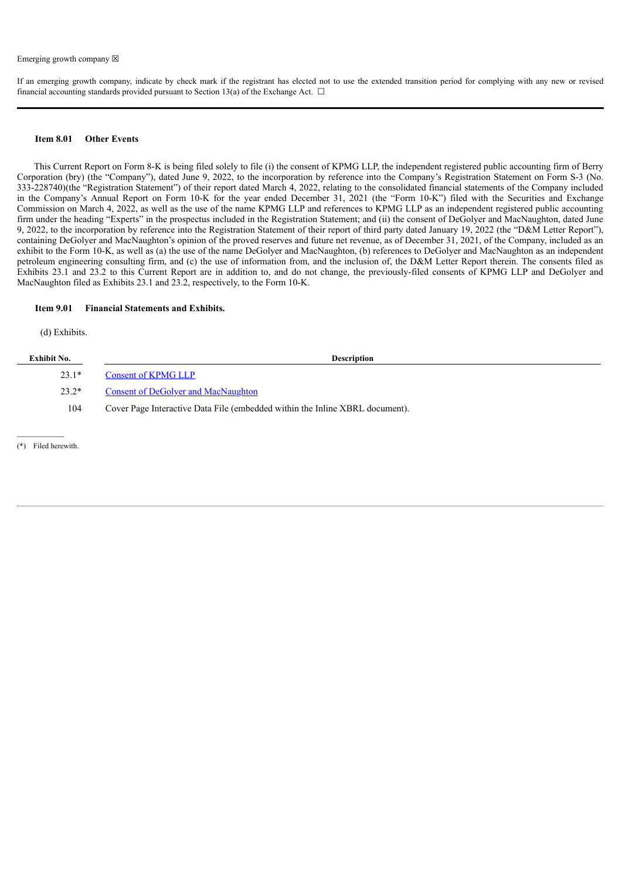Emerging growth company ☒

If an emerging growth company, indicate by check mark if the registrant has elected not to use the extended transition period for complying with any new or revised financial accounting standards provided pursuant to Section 13(a) of the Exchange Act. ☐

---

**Item 8.01 Other Events**

This Current Report on Form 8-K is being filed solely to file (i) the consent of KPMG LLP, the independent registered public accounting firm of Berry Corporation (bry) (the "Company"), dated June 9, 2022, to the incorporation by reference into the Company's Registration Statement on Form S-3 (No. 333-228740)(the "Registration Statement") of their report dated March 4, 2022, relating to the consolidated financial statements of the Company included in the Company's Annual Report on Form 10-K for the year ended December 31, 2021 (the "Form 10-K") filed with the Securities and Exchange Commission on March 4, 2022, as well as the use of the name KPMG LLP and references to KPMG LLP as an independent registered public accounting firm under the heading "Experts" in the prospectus included in the Registration Statement; and (ii) the consent of DeGolyer and MacNaughton, dated June 9, 2022, to the incorporation by reference into the Registration Statement of their report of third party dated January 19, 2022 (the "D&M Letter Report"), containing DeGolyer and MacNaughton's opinion of the proved reserves and future net revenue, as of December 31, 2021, of the Company, included as an exhibit to the Form 10-K, as well as (a) the use of the name DeGolyer and MacNaughton, (b) references to DeGolyer and MacNaughton as an independent petroleum engineering consulting firm, and (c) the use of information from, and the inclusion of, the D&M Letter Report therein. The consents filed as Exhibits 23.1 and 23.2 to this Current Report are in addition to, and do not change, the previously-filed consents of KPMG LLP and DeGolyer and MacNaughton filed as Exhibits 23.1 and 23.2, respectively, to the Form 10-K.

**Item 9.01 Financial Statements and Exhibits.**

(d) Exhibits.

| Exhibit No. | Description |
|---|---|
| 23.1* | Consent of KPMG LLP |
| 23.2* | Consent of DeGolyer and MacNaughton |
| 104 | Cover Page Interactive Data File (embedded within the Inline XBRL document). |

(*) Filed herewith.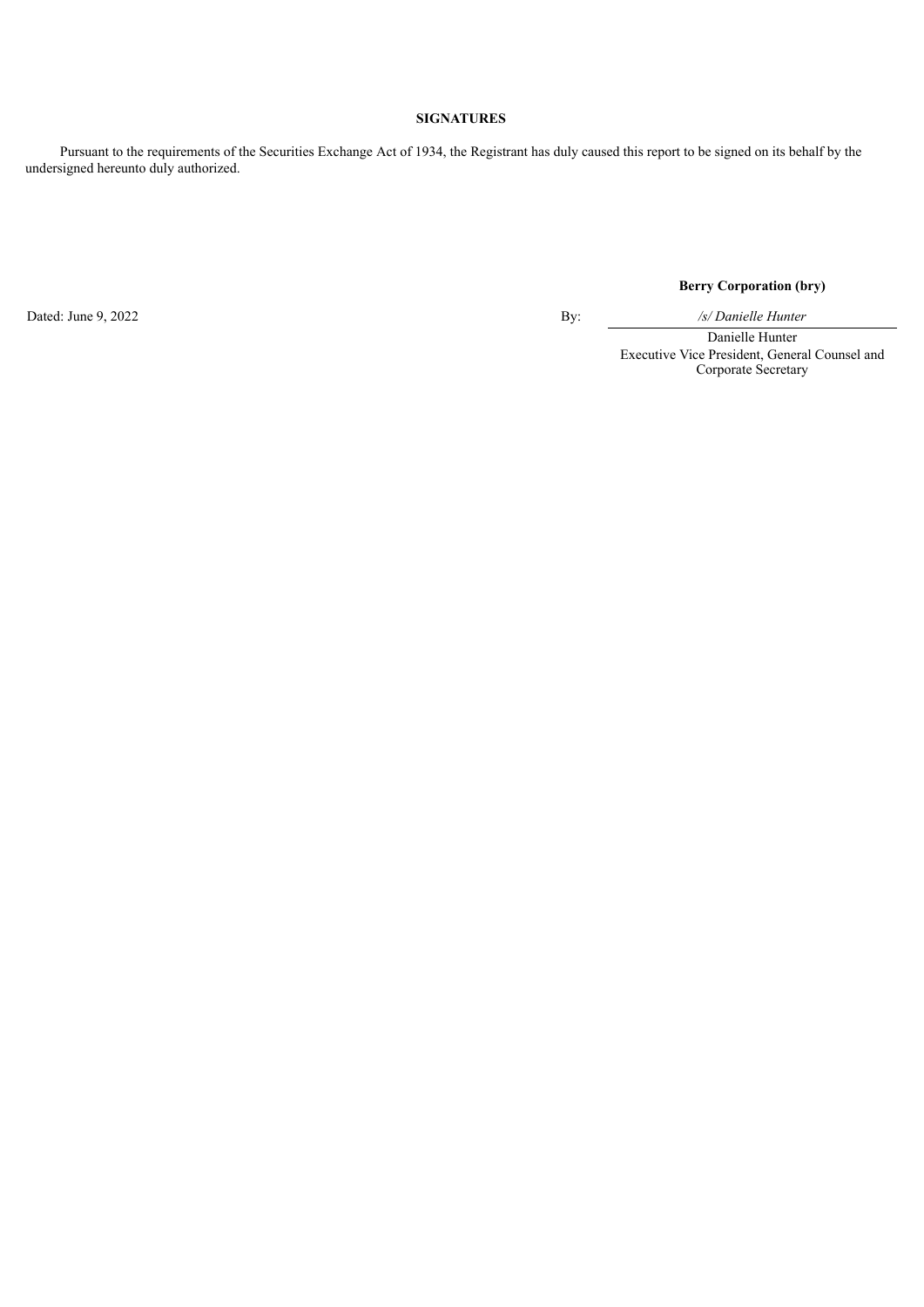**SIGNATURES**

Pursuant to the requirements of the Securities Exchange Act of 1934, the Registrant has duly caused this report to be signed on its behalf by the undersigned hereunto duly authorized.

**Berry Corporation (bry)**

Dated: June 9, 2022

By: */s/ Danielle Hunter*

Danielle Hunter
Executive Vice President, General Counsel and Corporate Secretary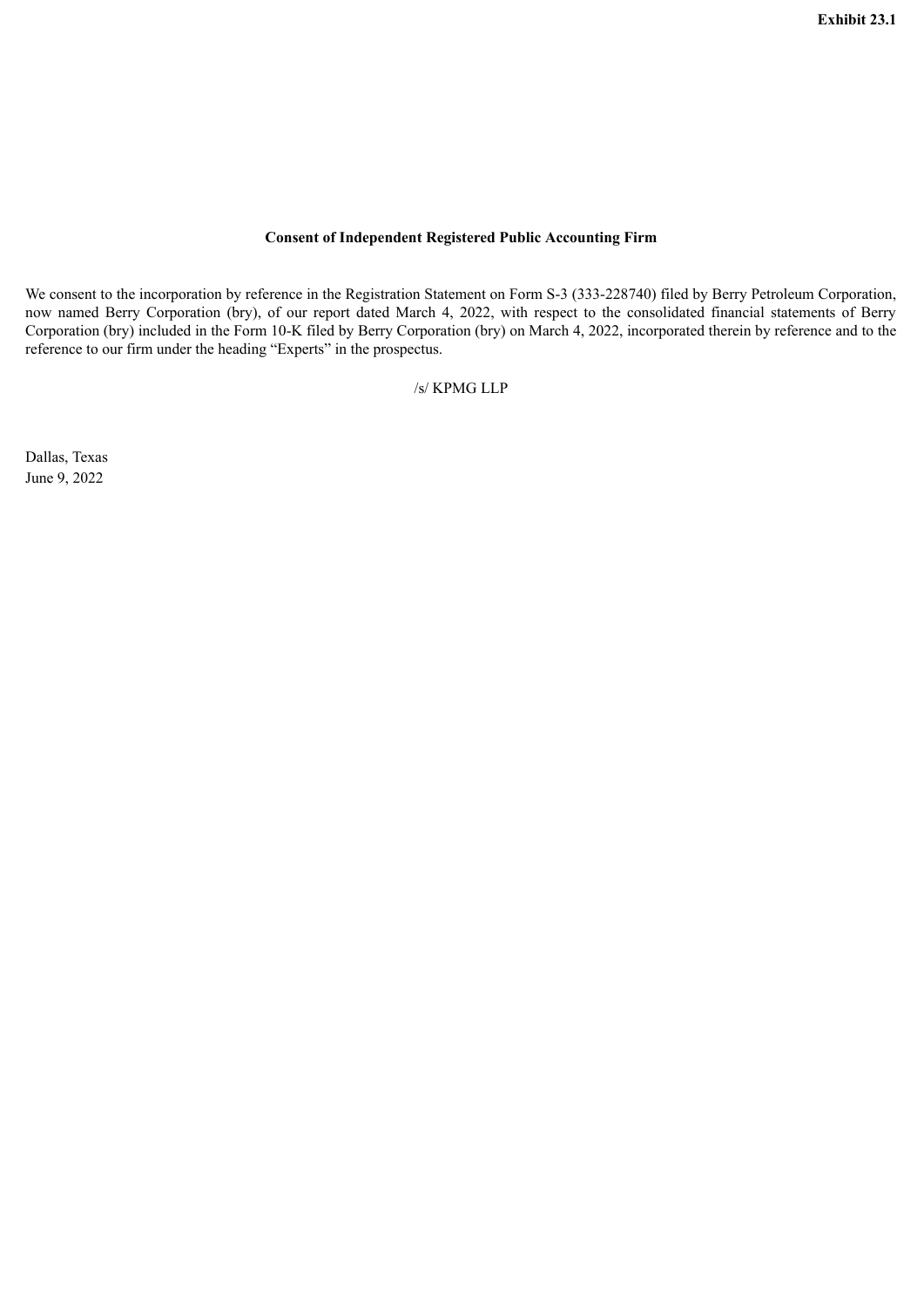**Exhibit 23.1**

**Consent of Independent Registered Public Accounting Firm**

We consent to the incorporation by reference in the Registration Statement on Form S-3 (333-228740) filed by Berry Petroleum Corporation, now named Berry Corporation (bry), of our report dated March 4, 2022, with respect to the consolidated financial statements of Berry Corporation (bry) included in the Form 10-K filed by Berry Corporation (bry) on March 4, 2022, incorporated therein by reference and to the reference to our firm under the heading “Experts” in the prospectus.

/s/ KPMG LLP

Dallas, Texas
June 9, 2022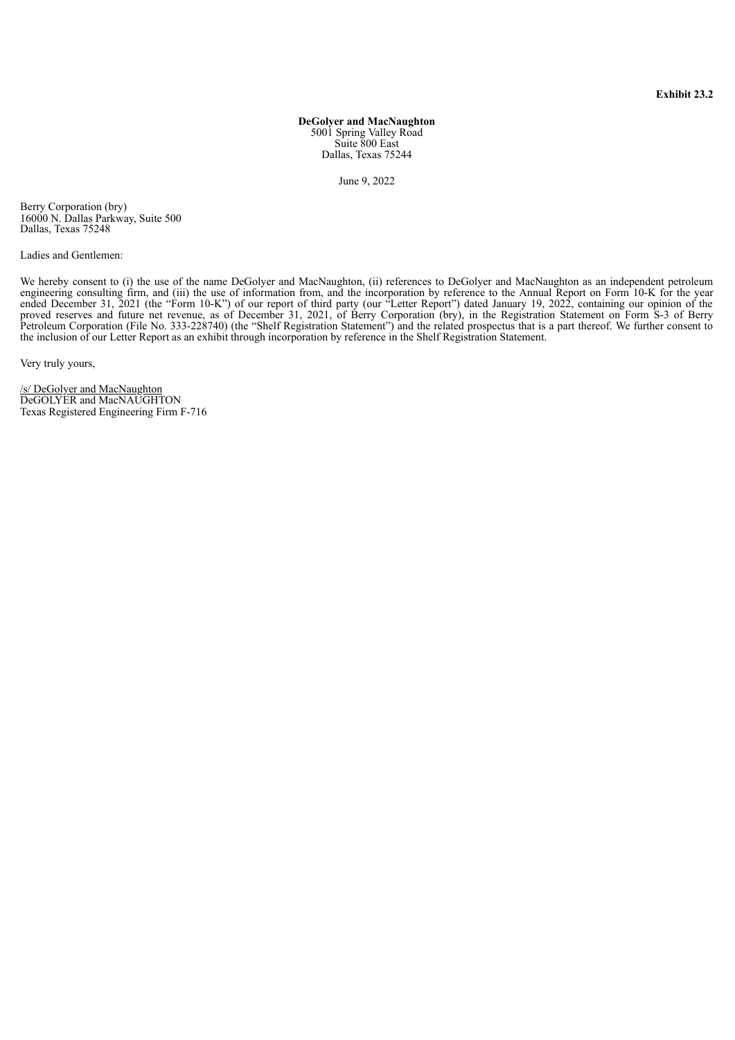**Exhibit 23.2**

**DeGolyer and MacNaughton**
5001 Spring Valley Road
Suite 800 East
Dallas, Texas 75244

June 9, 2022

Berry Corporation (bry)
16000 N. Dallas Parkway, Suite 500
Dallas, Texas 75248

Ladies and Gentlemen:

We hereby consent to (i) the use of the name DeGolyer and MacNaughton, (ii) references to DeGolyer and MacNaughton as an independent petroleum engineering consulting firm, and (iii) the use of information from, and the incorporation by reference to the Annual Report on Form 10-K for the year ended December 31, 2021 (the "Form 10-K") of our report of third party (our "Letter Report") dated January 19, 2022, containing our opinion of the proved reserves and future net revenue, as of December 31, 2021, of Berry Corporation (bry), in the Registration Statement on Form S-3 of Berry Petroleum Corporation (File No. 333-228740) (the "Shelf Registration Statement") and the related prospectus that is a part thereof. We further consent to the inclusion of our Letter Report as an exhibit through incorporation by reference in the Shelf Registration Statement.

Very truly yours,

/s/ DeGolyer and MacNaughton
DeGOLYER and MacNAUGHTON
Texas Registered Engineering Firm F-716